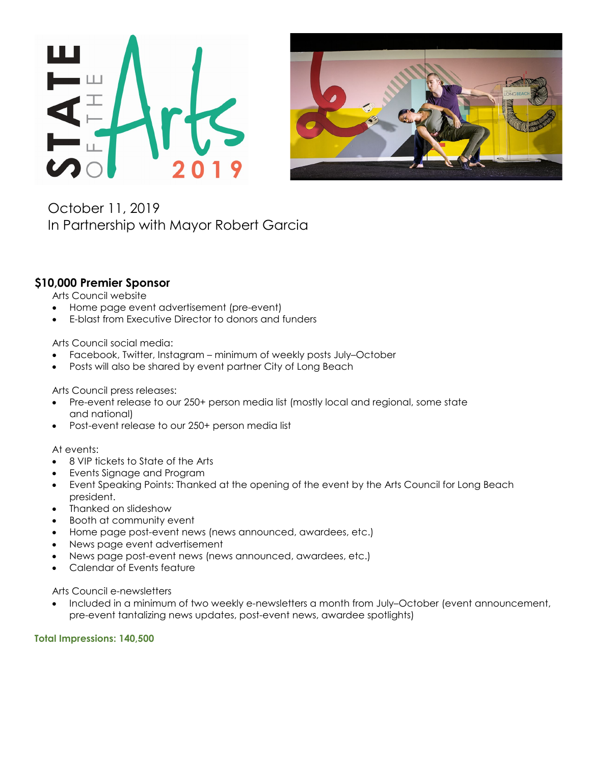# STATE OF THE Arts 2019

October 11, 2019
In Partnership with Mayor Robert Garcia

## $10,000 Premier Sponsor

Arts Council website

- Home page event advertisement (pre-event)
- E-blast from Executive Director to donors and funders

Arts Council social media:

- Facebook, Twitter, Instagram – minimum of weekly posts July–October
- Posts will also be shared by event partner City of Long Beach

Arts Council press releases:

- Pre-event release to our 250+ person media list (mostly local and regional, some state and national)
- Post-event release to our 250+ person media list

At events:

- 8 VIP tickets to State of the Arts
- Events Signage and Program
- Event Speaking Points: Thanked at the opening of the event by the Arts Council for Long Beach president.
- Thanked on slideshow
- Booth at community event
- Home page post-event news (news announced, awardees, etc.)
- News page event advertisement
- News page post-event news (news announced, awardees, etc.)
- Calendar of Events feature

Arts Council e-newsletters

- Included in a minimum of two weekly e-newsletters a month from July–October (event announcement, pre-event tantalizing news updates, post-event news, awardee spotlights)

**Total Impressions: 140,500**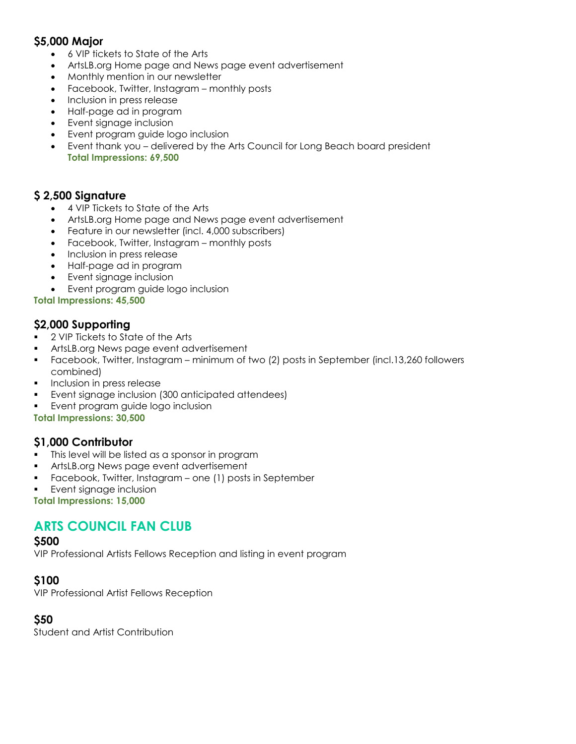### $5,000 Major

- 6 VIP tickets to State of the Arts
- ArtsLB.org Home page and News page event advertisement
- Monthly mention in our newsletter
- Facebook, Twitter, Instagram – monthly posts
- Inclusion in press release
- Half-page ad in program
- Event signage inclusion
- Event program guide logo inclusion
- Event thank you – delivered by the Arts Council for Long Beach board president
  **Total Impressions: 69,500**

### $ 2,500 Signature

- 4 VIP Tickets to State of the Arts
- ArtsLB.org Home page and News page event advertisement
- Feature in our newsletter (incl. 4,000 subscribers)
- Facebook, Twitter, Instagram – monthly posts
- Inclusion in press release
- Half-page ad in program
- Event signage inclusion
- Event program guide logo inclusion

**Total Impressions: 45,500**

### $2,000 Supporting

- 2 VIP Tickets to State of the Arts
- ArtsLB.org News page event advertisement
- Facebook, Twitter, Instagram – minimum of two (2) posts in September (incl.13,260 followers combined)
- Inclusion in press release
- Event signage inclusion (300 anticipated attendees)
- Event program guide logo inclusion

**Total Impressions: 30,500**

### $1,000 Contributor

- This level will be listed as a sponsor in program
- ArtsLB.org News page event advertisement
- Facebook, Twitter, Instagram – one (1) posts in September
- Event signage inclusion

**Total Impressions: 15,000**

## ARTS COUNCIL FAN CLUB

### $500

VIP Professional Artists Fellows Reception and listing in event program

### $100

VIP Professional Artist Fellows Reception

### $50

Student and Artist Contribution